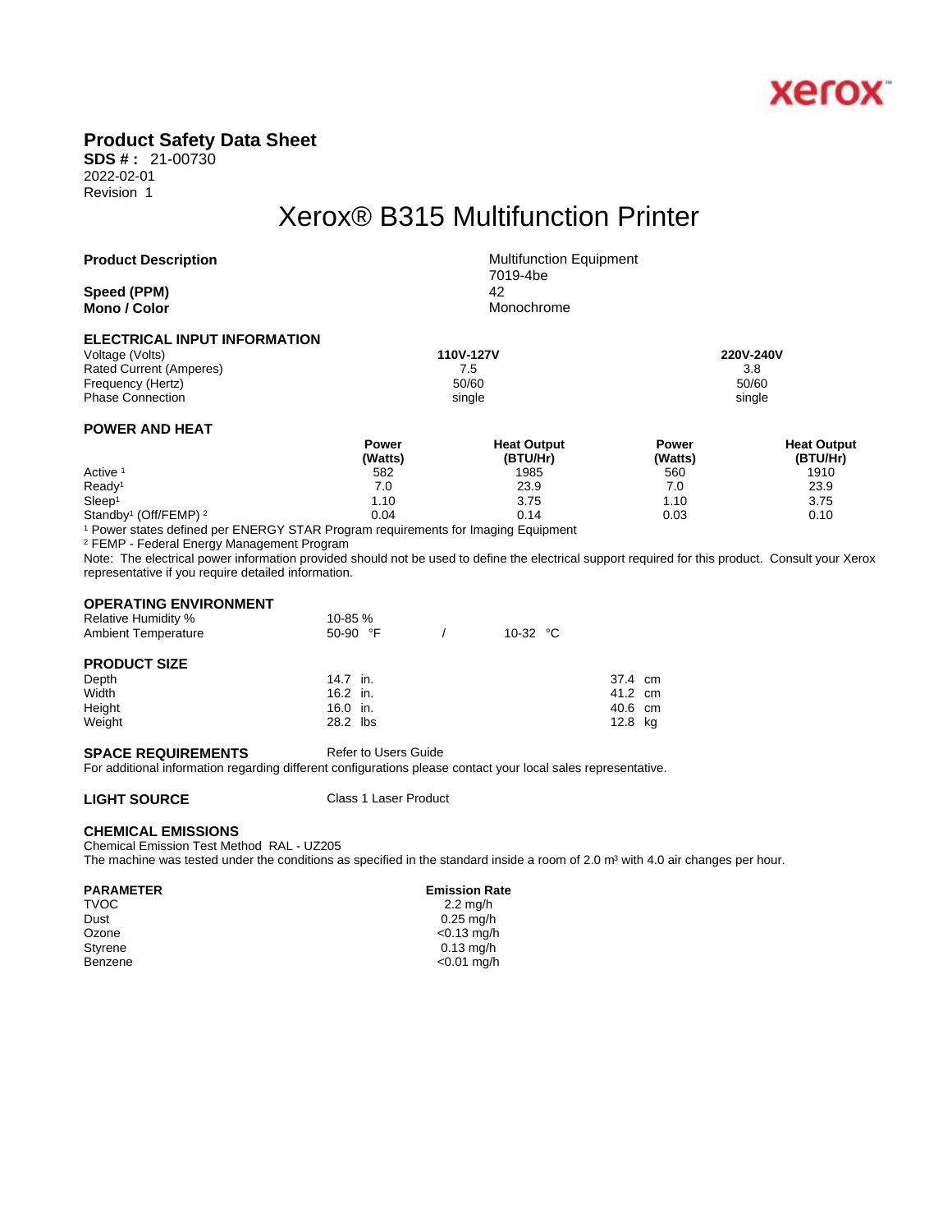xerox

# Product Safety Data Sheet

**SDS # :** 21-00730
2022-02-01
Revision 1

## Xerox® B315 Multifunction Printer

| | |
|---|---|
| **Product Description** | Multifunction Equipment<br>7019-4be |
| **Speed (PPM)** | 42 |
| **Mono / Color** | Monochrome |

### ELECTRICAL INPUT INFORMATION

| Voltage (Volts) | 110V-127V | 220V-240V |
|---|---|---|
| Rated Current (Amperes) | 7.5 | 3.8 |
| Frequency (Hertz) | 50/60 | 50/60 |
| Phase Connection | single | single |

### POWER AND HEAT

| | Power (Watts) | Heat Output (BTU/Hr) | Power (Watts) | Heat Output (BTU/Hr) |
|---|---|---|---|---|
| Active [1] | 582 | 1985 | 560 | 1910 |
| Ready[1] | 7.0 | 23.9 | 7.0 | 23.9 |
| Sleep[1] | 1.10 | 3.75 | 1.10 | 3.75 |
| Standby[1] (Off/FEMP) [2] | 0.04 | 0.14 | 0.03 | 0.10 |

[1] Power states defined per ENERGY STAR Program requirements for Imaging Equipment

[2] FEMP - Federal Energy Management Program

Note: The electrical power information provided should not be used to define the electrical support required for this product. Consult your Xerox representative if you require detailed information.

### OPERATING ENVIRONMENT

| | | |
|---|---|---|
| Relative Humidity % | 10-85 % | |
| Ambient Temperature | 50-90 °F | 10-32 °C |

### PRODUCT SIZE

| | | |
|---|---|---|
| Depth | 14.7 in. | 37.4 cm |
| Width | 16.2 in. | 41.2 cm |
| Height | 16.0 in. | 40.6 cm |
| Weight | 28.2 lbs | 12.8 kg |

**SPACE REQUIREMENTS** Refer to Users Guide

For additional information regarding different configurations please contact your local sales representative.

**LIGHT SOURCE** Class 1 Laser Product

### CHEMICAL EMISSIONS

Chemical Emission Test Method RAL - UZ205

The machine was tested under the conditions as specified in the standard inside a room of 2.0 m³ with 4.0 air changes per hour.

| PARAMETER | Emission Rate |
|---|---|
| TVOC | 2.2 mg/h |
| Dust | 0.25 mg/h |
| Ozone | <0.13 mg/h |
| Styrene | 0.13 mg/h |
| Benzene | <0.01 mg/h |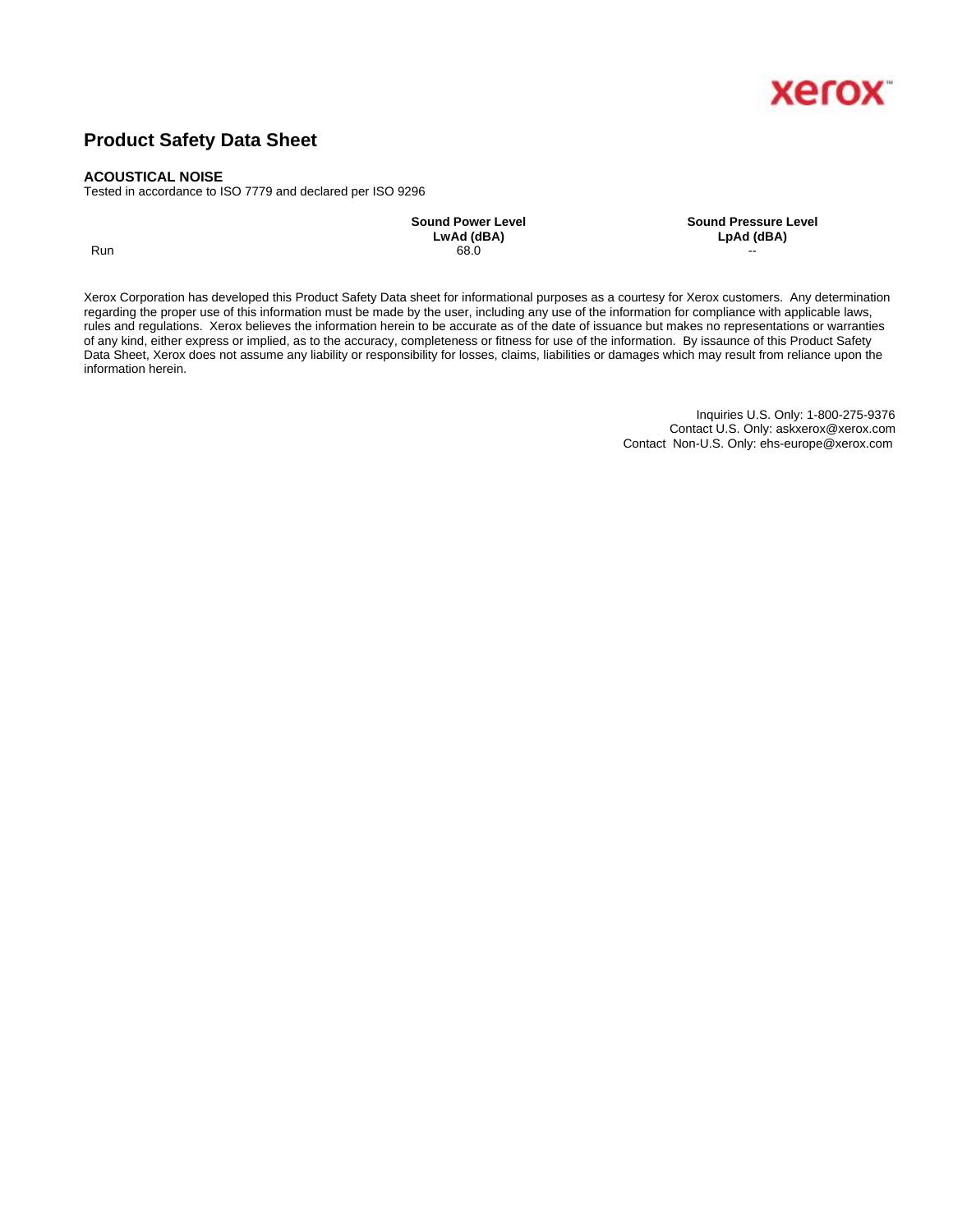xerox

# Product Safety Data Sheet

### ACOUSTICAL NOISE

Tested in accordance to ISO 7779 and declared per ISO 9296

| | Sound Power Level LwAd (dBA) | Sound Pressure Level LpAd (dBA) |
|---|---|---|
| Run | 68.0 | -- |

Xerox Corporation has developed this Product Safety Data sheet for informational purposes as a courtesy for Xerox customers. Any determination regarding the proper use of this information must be made by the user, including any use of the information for compliance with applicable laws, rules and regulations. Xerox believes the information herein to be accurate as of the date of issuance but makes no representations or warranties of any kind, either express or implied, as to the accuracy, completeness or fitness for use of the information. By issaunce of this Product Safety Data Sheet, Xerox does not assume any liability or responsibility for losses, claims, liabilities or damages which may result from reliance upon the information herein.

Inquiries U.S. Only: 1-800-275-9376
Contact U.S. Only: askxerox@xerox.com
Contact Non-U.S. Only: ehs-europe@xerox.com